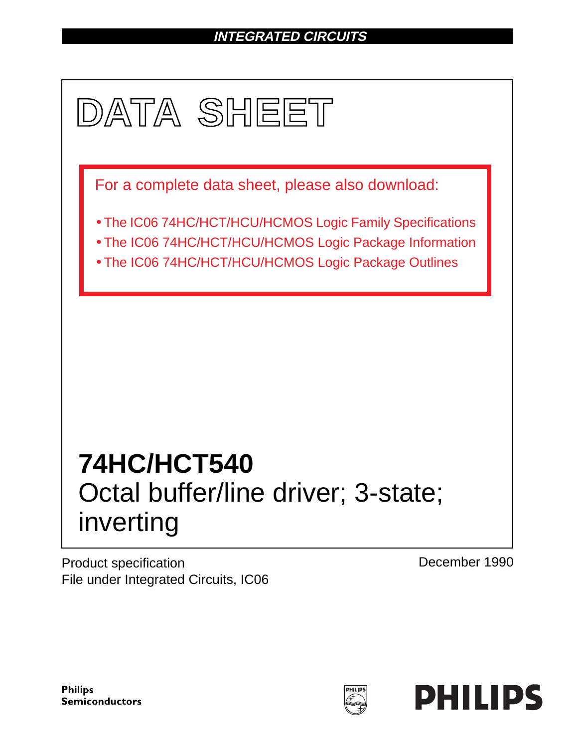INTEGRATED CIRCUITS

# DATA SHEET

For a complete data sheet, please also download:

- The IC06 74HC/HCT/HCU/HCMOS Logic Family Specifications
- The IC06 74HC/HCT/HCU/HCMOS Logic Package Information
- The IC06 74HC/HCT/HCU/HCMOS Logic Package Outlines

## 74HC/HCT540

Octal buffer/line driver; 3-state; inverting

Product specification
File under Integrated Circuits, IC06

December 1990

Philips Semiconductors

PHILIPS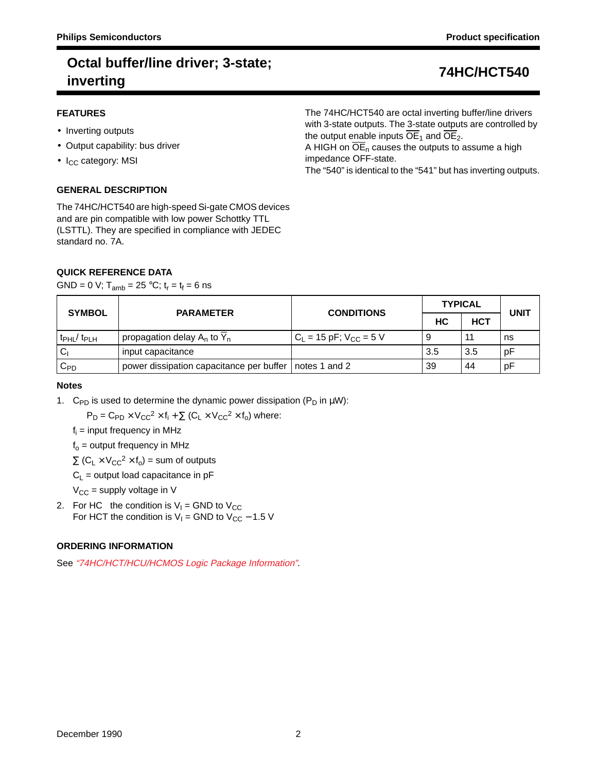# Octal buffer/line driver; 3-state; inverting

## 74HC/HCT540

### FEATURES

- Inverting outputs
- Output capability: bus driver
- $I_{CC}$ category: MSI

### GENERAL DESCRIPTION

The 74HC/HCT540 are high-speed Si-gate CMOS devices and are pin compatible with low power Schottky TTL (LSTTL). They are specified in compliance with JEDEC standard no. 7A.

The 74HC/HCT540 are octal inverting buffer/line drivers with 3-state outputs. The 3-state outputs are controlled by the output enable inputs $\overline{OE}_1$ and $\overline{OE}_2$.

A HIGH on $\overline{OE}_n$ causes the outputs to assume a high impedance OFF-state.

The "540" is identical to the "541" but has inverting outputs.

### QUICK REFERENCE DATA

GND = 0 V; $T_{amb}$ = 25 °C; $t_r = t_f$ = 6 ns

| SYMBOL | PARAMETER | CONDITIONS | TYPICAL | | UNIT |
|---|---|---|---|---|---|
| | | | HC | HCT | |
| $t_{PHL}/ t_{PLH}$ | propagation delay $A_n$ to $\overline{Y}_n$ | $C_L$ = 15 pF; $V_{CC}$ = 5 V | 9 | 11 | ns |
| $C_I$ | input capacitance | | 3.5 | 3.5 | pF |
| $C_{PD}$ | power dissipation capacitance per buffer | notes 1 and 2 | 39 | 44 | pF |

### Notes

1. $C_{PD}$ is used to determine the dynamic power dissipation ($P_D$ in μW):

   $P_D = C_{PD} \times V_{CC}^2 \times f_i + \sum (C_L \times V_{CC}^2 \times f_o)$ where:

   $f_i$ = input frequency in MHz

   $f_o$ = output frequency in MHz

   $\sum (C_L \times V_{CC}^2 \times f_o)$ = sum of outputs

   $C_L$ = output load capacitance in pF

   $V_{CC}$ = supply voltage in V

2. For HC the condition is $V_I$ = GND to $V_{CC}$
   For HCT the condition is $V_I$ = GND to $V_{CC}$ − 1.5 V

### ORDERING INFORMATION

See *"74HC/HCT/HCU/HCMOS Logic Package Information"*.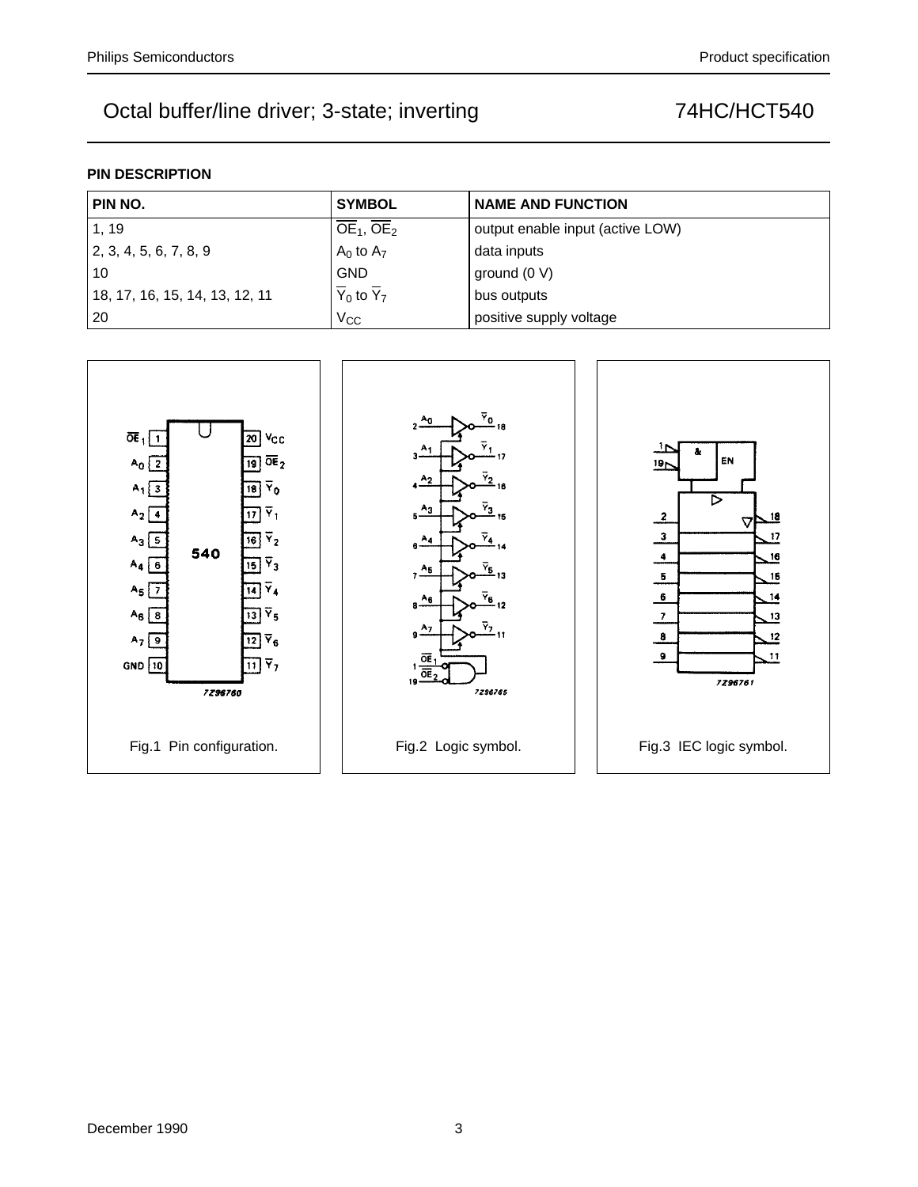# Octal buffer/line driver; 3-state; inverting — 74HC/HCT540

### PIN DESCRIPTION

| PIN NO. | SYMBOL | NAME AND FUNCTION |
|---|---|---|
| 1, 19 | $\overline{OE}_1$, $\overline{OE}_2$ | output enable input (active LOW) |
| 2, 3, 4, 5, 6, 7, 8, 9 | $A_0$ to $A_7$ | data inputs |
| 10 | GND | ground (0 V) |
| 18, 17, 16, 15, 14, 13, 12, 11 | $\overline{Y}_0$ to $\overline{Y}_7$ | bus outputs |
| 20 | $V_{CC}$ | positive supply voltage |

Fig.1 Pin configuration.

Fig.2 Logic symbol.

Fig.3 IEC logic symbol.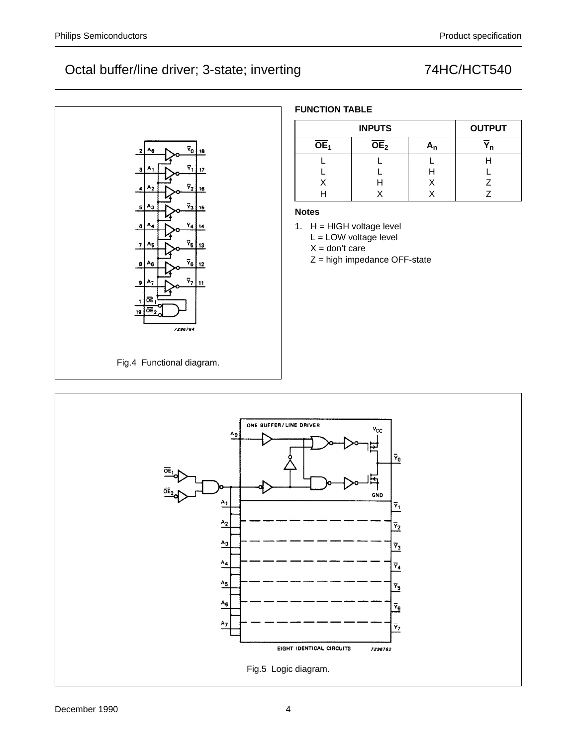Octal buffer/line driver; 3-state; inverting 74HC/HCT540

Fig.4 Functional diagram.

**FUNCTION TABLE**

| INPUTS | | | OUTPUT |
|---|---|---|---|
| $\overline{OE}_1$ | $\overline{OE}_2$ | $A_n$ | $\overline{Y}_n$ |
| L | L | L | H |
| L | L | H | L |
| X | H | X | Z |
| H | X | X | Z |

**Notes**

1. H = HIGH voltage level
   L = LOW voltage level
   X = don't care
   Z = high impedance OFF-state

Fig.5 Logic diagram.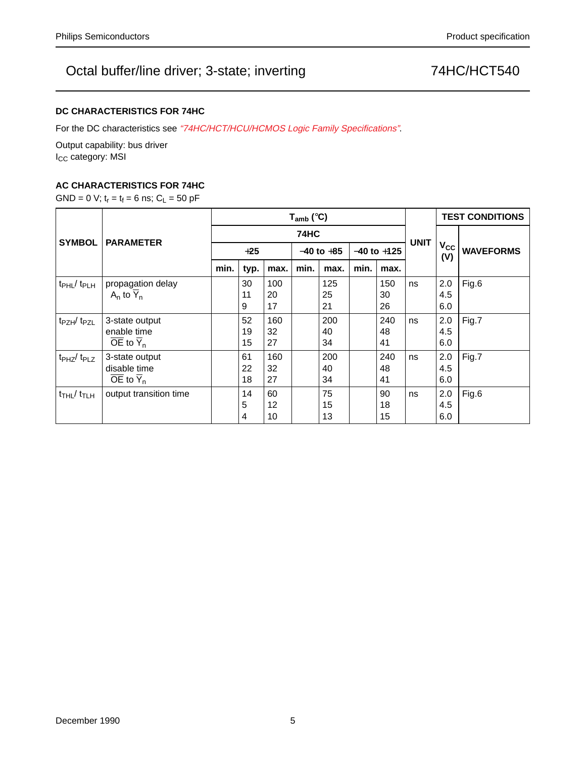### DC CHARACTERISTICS FOR 74HC

For the DC characteristics see *"74HC/HCT/HCU/HCMOS Logic Family Specifications"*.

Output capability: bus driver
$I_{CC}$ category: MSI

### AC CHARACTERISTICS FOR 74HC

GND = 0 V; $t_r = t_f = 6$ ns; $C_L = 50$ pF

| SYMBOL | PARAMETER | $T_{amb}$ (°C) | | | | | | | UNIT | TEST CONDITIONS | |
|---|---|---|---|---|---|---|---|---|---|---|---|
| | | 74HC | | | | | | | | $V_{CC}$ (V) | WAVEFORMS |
| | | +25 | | | −40 to +85 | | −40 to +125 | | | | |
| | | min. | typ. | max. | min. | max. | min. | max. | | | |
| $t_{PHL}/ t_{PLH}$ | propagation delay $A_n$ to $\overline{Y}_n$ | | 30<br>11<br>9 | 100<br>20<br>17 | | 125<br>25<br>21 | | 150<br>30<br>26 | ns | 2.0<br>4.5<br>6.0 | Fig.6 |
| $t_{PZH}/ t_{PZL}$ | 3-state output enable time $\overline{OE}$ to $\overline{Y}_n$ | | 52<br>19<br>15 | 160<br>32<br>27 | | 200<br>40<br>34 | | 240<br>48<br>41 | ns | 2.0<br>4.5<br>6.0 | Fig.7 |
| $t_{PHZ}/ t_{PLZ}$ | 3-state output disable time $\overline{OE}$ to $\overline{Y}_n$ | | 61<br>22<br>18 | 160<br>32<br>27 | | 200<br>40<br>34 | | 240<br>48<br>41 | ns | 2.0<br>4.5<br>6.0 | Fig.7 |
| $t_{THL}/ t_{TLH}$ | output transition time | | 14<br>5<br>4 | 60<br>12<br>10 | | 75<br>15<br>13 | | 90<br>18<br>15 | ns | 2.0<br>4.5<br>6.0 | Fig.6 |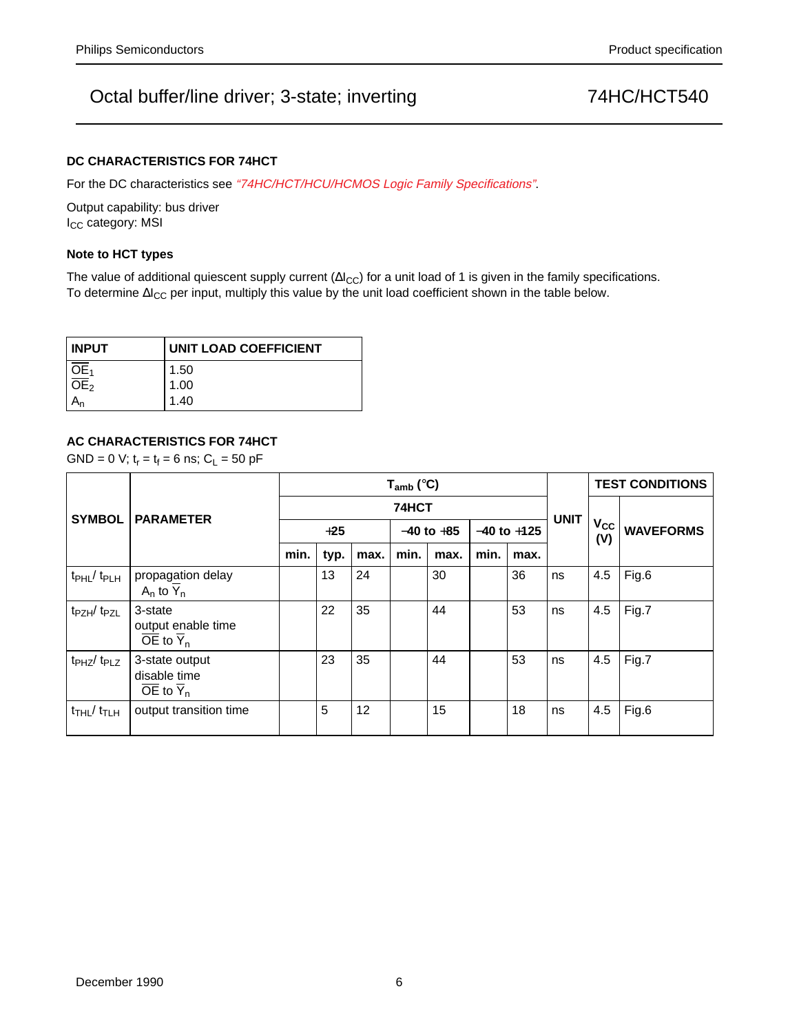### DC CHARACTERISTICS FOR 74HCT

For the DC characteristics see *"74HC/HCT/HCU/HCMOS Logic Family Specifications"*.

Output capability: bus driver
$I_{CC}$ category: MSI

### Note to HCT types

The value of additional quiescent supply current ($\Delta I_{CC}$) for a unit load of 1 is given in the family specifications.
To determine $\Delta I_{CC}$ per input, multiply this value by the unit load coefficient shown in the table below.

| INPUT | UNIT LOAD COEFFICIENT |
|---|---|
| $\overline{OE}_1$ | 1.50 |
| $\overline{OE}_2$ | 1.00 |
| $A_n$ | 1.40 |

### AC CHARACTERISTICS FOR 74HCT

GND = 0 V; $t_r = t_f = 6$ ns; $C_L = 50$ pF

| SYMBOL | PARAMETER | $T_{amb}$ (°C) | | | | | | | UNIT | TEST CONDITIONS | |
|---|---|---|---|---|---|---|---|---|---|---|---|
| | | 74HCT | | | | | | | | $V_{CC}$ (V) | WAVEFORMS |
| | | +25 | | | −40 to +85 | | −40 to +125 | | | | |
| | | min. | typ. | max. | min. | max. | min. | max. | | | |
| $t_{PHL}$/ $t_{PLH}$ | propagation delay $A_n$ to $\overline{Y}_n$ | | 13 | 24 | | 30 | | 36 | ns | 4.5 | Fig.6 |
| $t_{PZH}$/ $t_{PZL}$ | 3-state output enable time $\overline{OE}$ to $\overline{Y}_n$ | | 22 | 35 | | 44 | | 53 | ns | 4.5 | Fig.7 |
| $t_{PHZ}$/ $t_{PLZ}$ | 3-state output disable time $\overline{OE}$ to $\overline{Y}_n$ | | 23 | 35 | | 44 | | 53 | ns | 4.5 | Fig.7 |
| $t_{THL}$/ $t_{TLH}$ | output transition time | | 5 | 12 | | 15 | | 18 | ns | 4.5 | Fig.6 |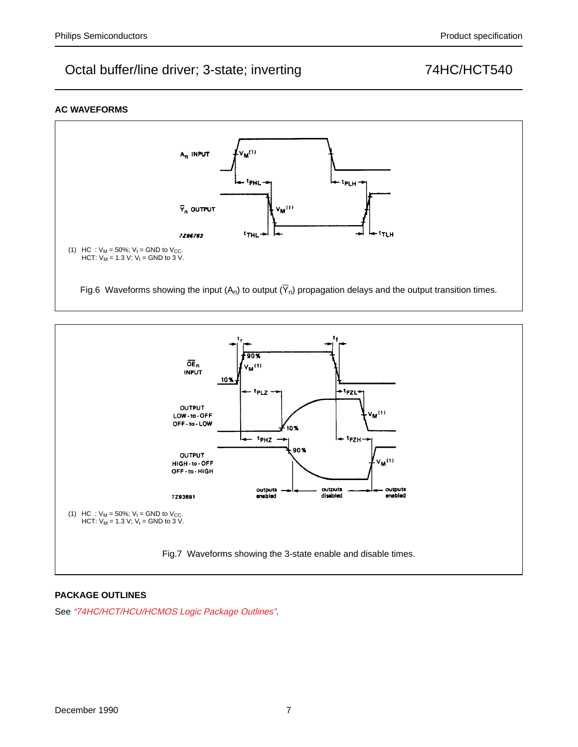## AC WAVEFORMS

$A_n$ INPUT

$V_M$(1)

$t_{PHL}$

$t_{PLH}$

$\overline{Y}_n$ OUTPUT

$V_M$(1)

$t_{THL}$

$t_{TLH}$

7Z96763

(1) HC : $V_M$ = 50%; $V_I$ = GND to $V_{CC}$.
HCT: $V_M$ = 1.3 V; $V_I$ = GND to 3 V.

Fig.6 Waveforms showing the input ($A_n$) to output ($\overline{Y}_n$) propagation delays and the output transition times.

$t_r$

$t_f$

$\overline{OE}_n$ INPUT

90%

$V_M$(1)

10%

$t_{PLZ}$

$t_{PZL}$

OUTPUT LOW-to-OFF OFF-to-LOW

$V_M$(1)

10%

$t_{PHZ}$

$t_{PZH}$

90%

OUTPUT HIGH-to-OFF OFF-to-HIGH

$V_M$(1)

outputs enabled

outputs disabled

outputs enabled

7Z93691

(1) HC : $V_M$ = 50%; $V_I$ = GND to $V_{CC}$.
HCT: $V_M$ = 1.3 V; $V_I$ = GND to 3 V.

Fig.7 Waveforms showing the 3-state enable and disable times.

## PACKAGE OUTLINES

See *"74HC/HCT/HCU/HCMOS Logic Package Outlines"*.